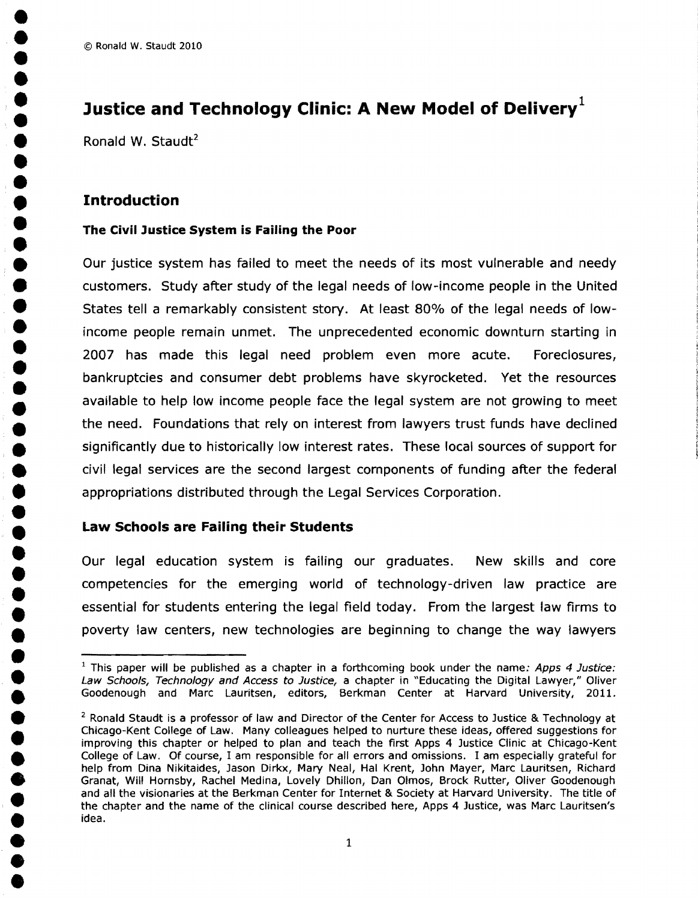© Ronald W. Staudt 2010

# Justice and Technology Clinic: A New Model of Delivery[1]

Ronald W. Staudt[2]

## Introduction

### The Civil Justice System is Failing the Poor

Our justice system has failed to meet the needs of its most vulnerable and needy customers. Study after study of the legal needs of low-income people in the United States tell a remarkably consistent story. At least 80% of the legal needs of low-income people remain unmet. The unprecedented economic downturn starting in 2007 has made this legal need problem even more acute. Foreclosures, bankruptcies and consumer debt problems have skyrocketed. Yet the resources available to help low income people face the legal system are not growing to meet the need. Foundations that rely on interest from lawyers trust funds have declined significantly due to historically low interest rates. These local sources of support for civil legal services are the second largest components of funding after the federal appropriations distributed through the Legal Services Corporation.

### Law Schools are Failing their Students

Our legal education system is failing our graduates. New skills and core competencies for the emerging world of technology-driven law practice are essential for students entering the legal field today. From the largest law firms to poverty law centers, new technologies are beginning to change the way lawyers

---

[1] This paper will be published as a chapter in a forthcoming book under the name: *Apps 4 Justice: Law Schools, Technology and Access to Justice,* a chapter in "Educating the Digital Lawyer," Oliver Goodenough and Marc Lauritsen, editors, Berkman Center at Harvard University, 2011.

[2] Ronald Staudt is a professor of law and Director of the Center for Access to Justice & Technology at Chicago-Kent College of Law. Many colleagues helped to nurture these ideas, offered suggestions for improving this chapter or helped to plan and teach the first Apps 4 Justice Clinic at Chicago-Kent College of Law. Of course, I am responsible for all errors and omissions. I am especially grateful for help from Dina Nikitaides, Jason Dirkx, Mary Neal, Hal Krent, John Mayer, Marc Lauritsen, Richard Granat, Will Hornsby, Rachel Medina, Lovely Dhillon, Dan Olmos, Brock Rutter, Oliver Goodenough and all the visionaries at the Berkman Center for Internet & Society at Harvard University. The title of the chapter and the name of the clinical course described here, Apps 4 Justice, was Marc Lauritsen's idea.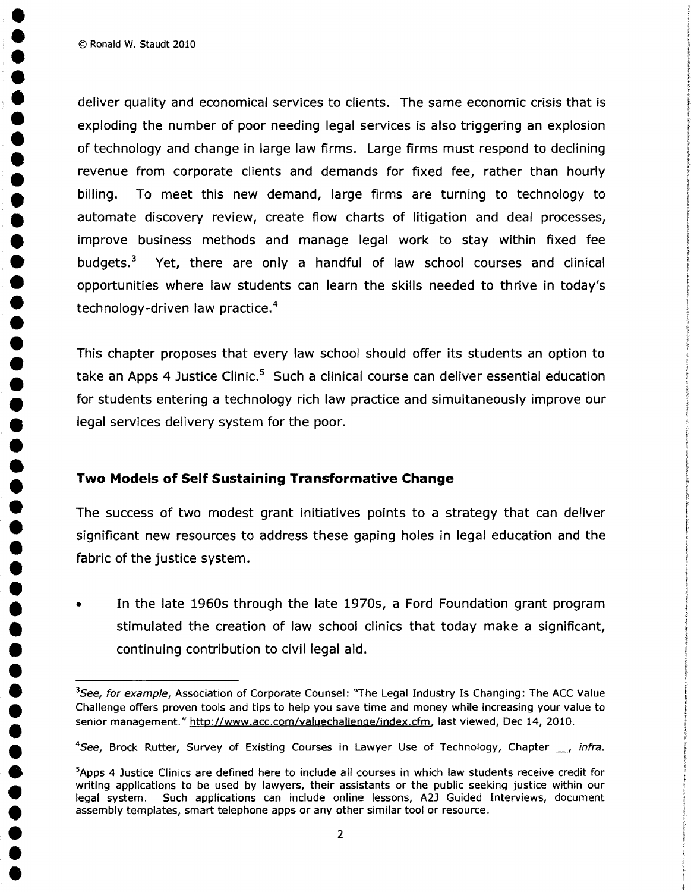deliver quality and economical services to clients. The same economic crisis that is exploding the number of poor needing legal services is also triggering an explosion of technology and change in large law firms. Large firms must respond to declining revenue from corporate clients and demands for fixed fee, rather than hourly billing. To meet this new demand, large firms are turning to technology to automate discovery review, create flow charts of litigation and deal processes, improve business methods and manage legal work to stay within fixed fee budgets.[3] Yet, there are only a handful of law school courses and clinical opportunities where law students can learn the skills needed to thrive in today's technology-driven law practice.[4]

This chapter proposes that every law school should offer its students an option to take an Apps 4 Justice Clinic.[5] Such a clinical course can deliver essential education for students entering a technology rich law practice and simultaneously improve our legal services delivery system for the poor.

## Two Models of Self Sustaining Transformative Change

The success of two modest grant initiatives points to a strategy that can deliver significant new resources to address these gaping holes in legal education and the fabric of the justice system.

- In the late 1960s through the late 1970s, a Ford Foundation grant program stimulated the creation of law school clinics that today make a significant, continuing contribution to civil legal aid.

---

[3] *See, for example*, Association of Corporate Counsel: "The Legal Industry Is Changing: The ACC Value Challenge offers proven tools and tips to help you save time and money while increasing your value to senior management." http://www.acc.com/valuechallenge/index.cfm, last viewed, Dec 14, 2010.

[4] *See*, Brock Rutter, Survey of Existing Courses in Lawyer Use of Technology, Chapter __, *infra.*

[5] Apps 4 Justice Clinics are defined here to include all courses in which law students receive credit for writing applications to be used by lawyers, their assistants or the public seeking justice within our legal system. Such applications can include online lessons, A2J Guided Interviews, document assembly templates, smart telephone apps or any other similar tool or resource.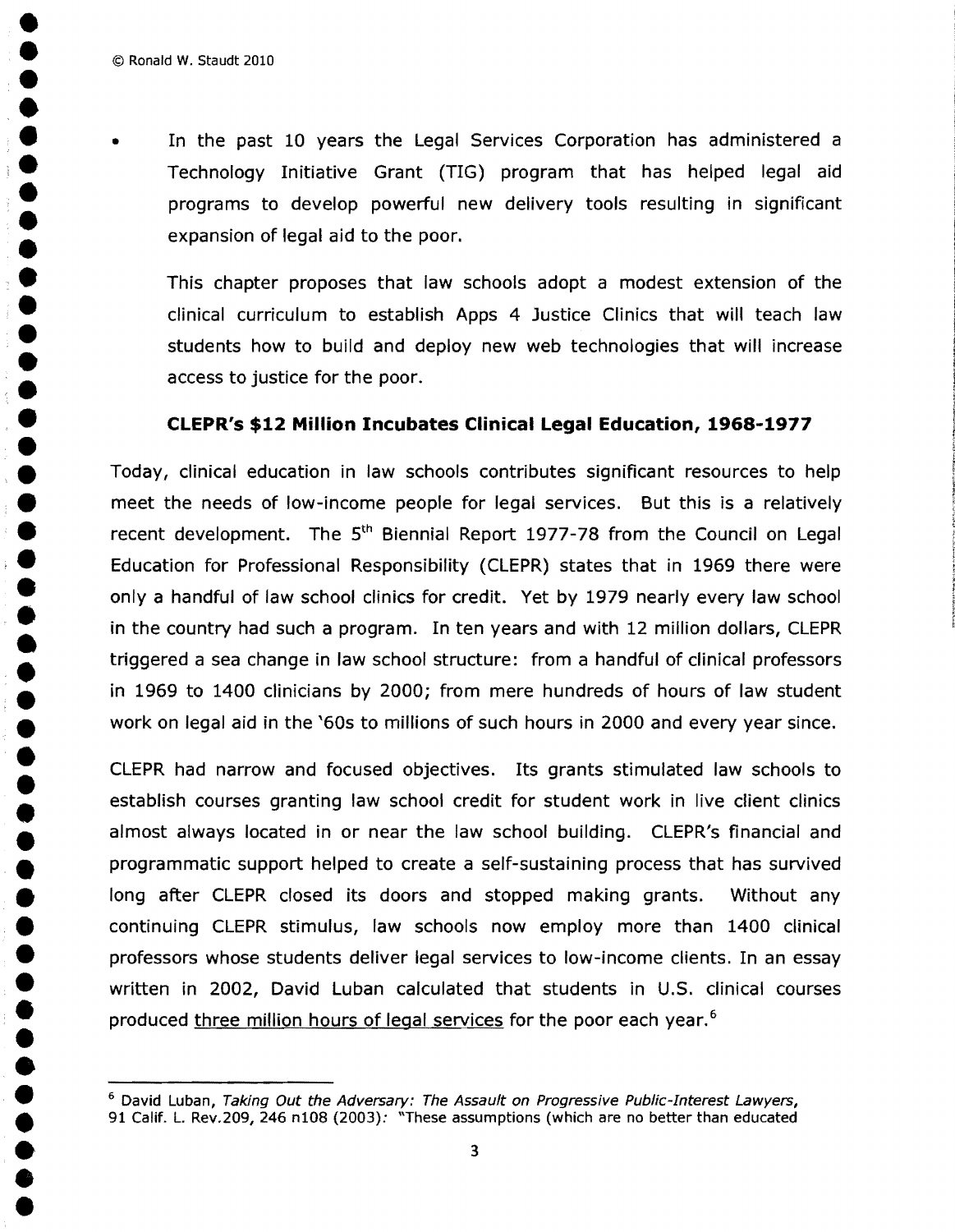- In the past 10 years the Legal Services Corporation has administered a Technology Initiative Grant (TIG) program that has helped legal aid programs to develop powerful new delivery tools resulting in significant expansion of legal aid to the poor.

  This chapter proposes that law schools adopt a modest extension of the clinical curriculum to establish Apps 4 Justice Clinics that will teach law students how to build and deploy new web technologies that will increase access to justice for the poor.

## CLEPR's $12 Million Incubates Clinical Legal Education, 1968-1977

Today, clinical education in law schools contributes significant resources to help meet the needs of low-income people for legal services. But this is a relatively recent development. The 5th Biennial Report 1977-78 from the Council on Legal Education for Professional Responsibility (CLEPR) states that in 1969 there were only a handful of law school clinics for credit. Yet by 1979 nearly every law school in the country had such a program. In ten years and with 12 million dollars, CLEPR triggered a sea change in law school structure: from a handful of clinical professors in 1969 to 1400 clinicians by 2000; from mere hundreds of hours of law student work on legal aid in the '60s to millions of such hours in 2000 and every year since.

CLEPR had narrow and focused objectives. Its grants stimulated law schools to establish courses granting law school credit for student work in live client clinics almost always located in or near the law school building. CLEPR's financial and programmatic support helped to create a self-sustaining process that has survived long after CLEPR closed its doors and stopped making grants. Without any continuing CLEPR stimulus, law schools now employ more than 1400 clinical professors whose students deliver legal services to low-income clients. In an essay written in 2002, David Luban calculated that students in U.S. clinical courses produced <u>three million hours of legal services</u> for the poor each year.[6]

---

[6] David Luban, *Taking Out the Adversary: The Assault on Progressive Public-Interest Lawyers*, 91 Calif. L. Rev.209, 246 n108 (2003): "These assumptions (which are no better than educated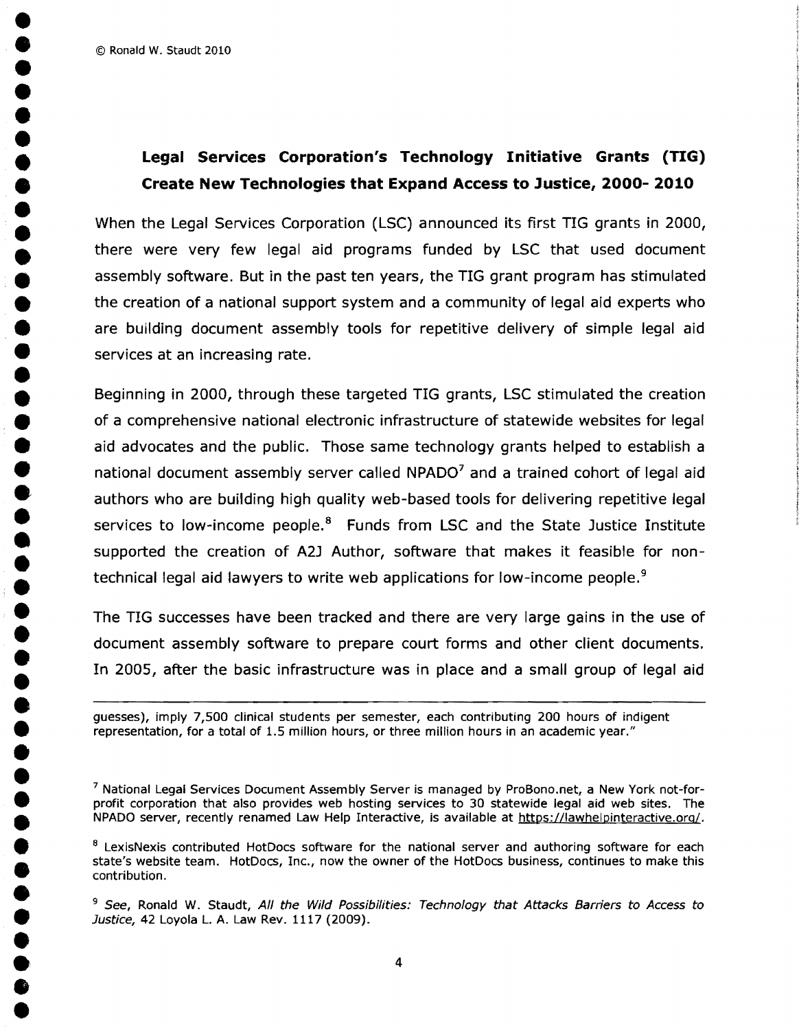## Legal Services Corporation's Technology Initiative Grants (TIG) Create New Technologies that Expand Access to Justice, 2000- 2010

When the Legal Services Corporation (LSC) announced its first TIG grants in 2000, there were very few legal aid programs funded by LSC that used document assembly software. But in the past ten years, the TIG grant program has stimulated the creation of a national support system and a community of legal aid experts who are building document assembly tools for repetitive delivery of simple legal aid services at an increasing rate.

Beginning in 2000, through these targeted TIG grants, LSC stimulated the creation of a comprehensive national electronic infrastructure of statewide websites for legal aid advocates and the public. Those same technology grants helped to establish a national document assembly server called NPADO[7] and a trained cohort of legal aid authors who are building high quality web-based tools for delivering repetitive legal services to low-income people.[8] Funds from LSC and the State Justice Institute supported the creation of A2J Author, software that makes it feasible for non-technical legal aid lawyers to write web applications for low-income people.[9]

The TIG successes have been tracked and there are very large gains in the use of document assembly software to prepare court forms and other client documents. In 2005, after the basic infrastructure was in place and a small group of legal aid

---

guesses), imply 7,500 clinical students per semester, each contributing 200 hours of indigent representation, for a total of 1.5 million hours, or three million hours in an academic year."

[7] National Legal Services Document Assembly Server is managed by ProBono.net, a New York not-for-profit corporation that also provides web hosting services to 30 statewide legal aid web sites. The NPADO server, recently renamed Law Help Interactive, is available at https://lawhelpinteractive.org/.

[8] LexisNexis contributed HotDocs software for the national server and authoring software for each state's website team. HotDocs, Inc., now the owner of the HotDocs business, continues to make this contribution.

[9] *See*, Ronald W. Staudt, *All the Wild Possibilities: Technology that Attacks Barriers to Access to Justice*, 42 Loyola L. A. Law Rev. 1117 (2009).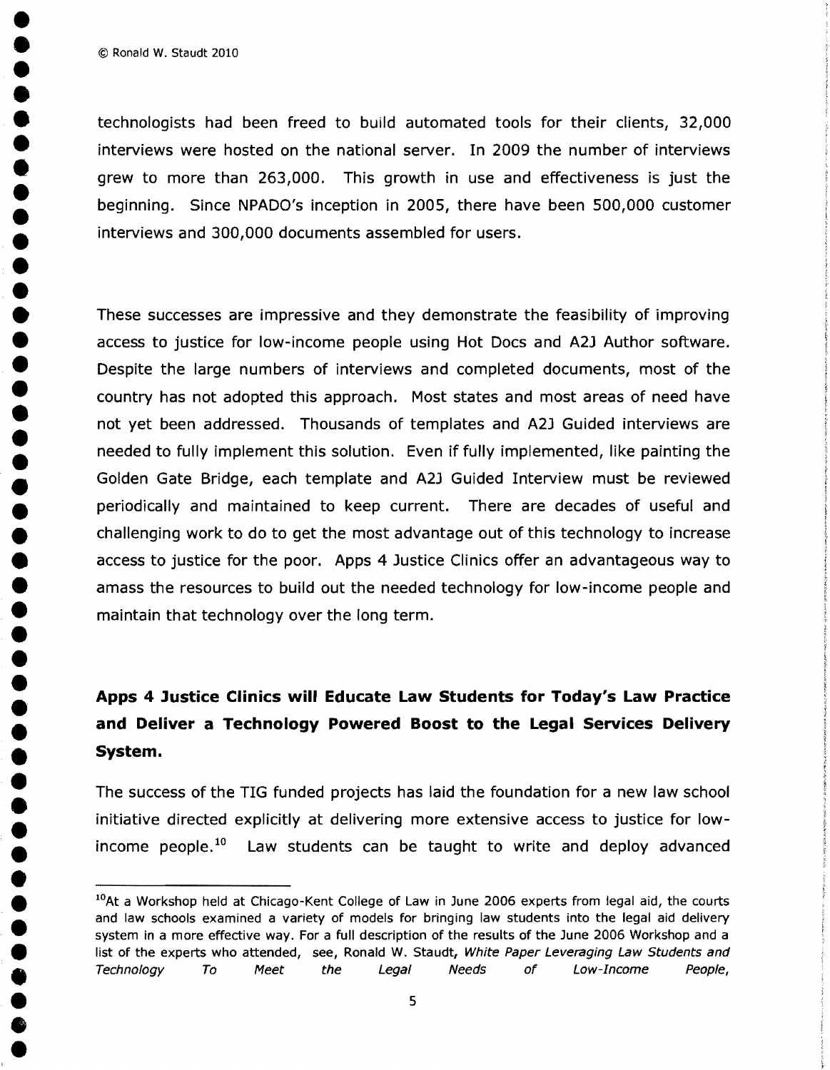technologists had been freed to build automated tools for their clients, 32,000 interviews were hosted on the national server. In 2009 the number of interviews grew to more than 263,000. This growth in use and effectiveness is just the beginning. Since NPADO's inception in 2005, there have been 500,000 customer interviews and 300,000 documents assembled for users.

These successes are impressive and they demonstrate the feasibility of improving access to justice for low-income people using Hot Docs and A2J Author software. Despite the large numbers of interviews and completed documents, most of the country has not adopted this approach. Most states and most areas of need have not yet been addressed. Thousands of templates and A2J Guided interviews are needed to fully implement this solution. Even if fully implemented, like painting the Golden Gate Bridge, each template and A2J Guided Interview must be reviewed periodically and maintained to keep current. There are decades of useful and challenging work to do to get the most advantage out of this technology to increase access to justice for the poor. Apps 4 Justice Clinics offer an advantageous way to amass the resources to build out the needed technology for low-income people and maintain that technology over the long term.

## Apps 4 Justice Clinics will Educate Law Students for Today's Law Practice and Deliver a Technology Powered Boost to the Legal Services Delivery System.

The success of the TIG funded projects has laid the foundation for a new law school initiative directed explicitly at delivering more extensive access to justice for low-income people.[10] Law students can be taught to write and deploy advanced

---

[10] At a Workshop held at Chicago-Kent College of Law in June 2006 experts from legal aid, the courts and law schools examined a variety of models for bringing law students into the legal aid delivery system in a more effective way. For a full description of the results of the June 2006 Workshop and a list of the experts who attended, see, Ronald W. Staudt, *White Paper Leveraging Law Students and Technology To Meet the Legal Needs of Low-Income People,*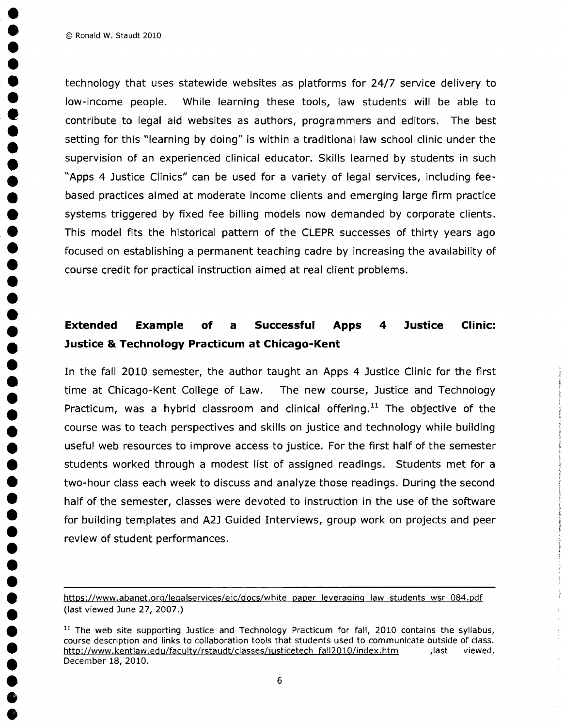technology that uses statewide websites as platforms for 24/7 service delivery to low-income people. While learning these tools, law students will be able to contribute to legal aid websites as authors, programmers and editors. The best setting for this "learning by doing" is within a traditional law school clinic under the supervision of an experienced clinical educator. Skills learned by students in such "Apps 4 Justice Clinics" can be used for a variety of legal services, including fee-based practices aimed at moderate income clients and emerging large firm practice systems triggered by fixed fee billing models now demanded by corporate clients. This model fits the historical pattern of the CLEPR successes of thirty years ago focused on establishing a permanent teaching cadre by increasing the availability of course credit for practical instruction aimed at real client problems.

## Extended Example of a Successful Apps 4 Justice Clinic: Justice & Technology Practicum at Chicago-Kent

In the fall 2010 semester, the author taught an Apps 4 Justice Clinic for the first time at Chicago-Kent College of Law. The new course, Justice and Technology Practicum, was a hybrid classroom and clinical offering.[11] The objective of the course was to teach perspectives and skills on justice and technology while building useful web resources to improve access to justice. For the first half of the semester students worked through a modest list of assigned readings. Students met for a two-hour class each week to discuss and analyze those readings. During the second half of the semester, classes were devoted to instruction in the use of the software for building templates and A2J Guided Interviews, group work on projects and peer review of student performances.

---

https://www.abanet.org/legalservices/ejc/docs/white_paper_leveraging_law_students_wsr_084.pdf (last viewed June 27, 2007.)

[11] The web site supporting Justice and Technology Practicum for fall, 2010 contains the syllabus, course description and links to collaboration tools that students used to communicate outside of class. http://www.kentlaw.edu/faculty/rstaudt/classes/justicetech_fall2010/index.htm ,last viewed, December 18, 2010.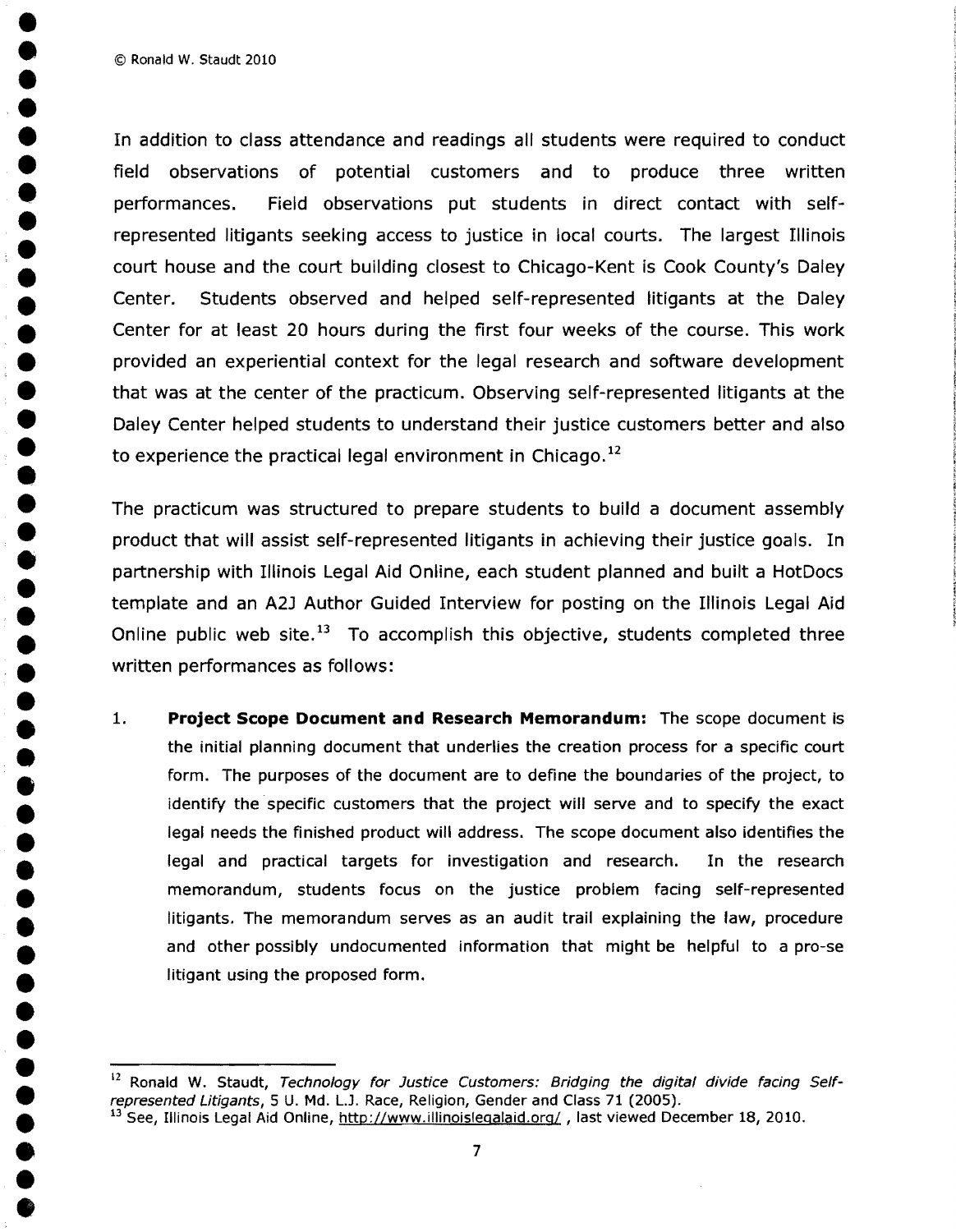In addition to class attendance and readings all students were required to conduct field observations of potential customers and to produce three written performances. Field observations put students in direct contact with self-represented litigants seeking access to justice in local courts. The largest Illinois court house and the court building closest to Chicago-Kent is Cook County's Daley Center. Students observed and helped self-represented litigants at the Daley Center for at least 20 hours during the first four weeks of the course. This work provided an experiential context for the legal research and software development that was at the center of the practicum. Observing self-represented litigants at the Daley Center helped students to understand their justice customers better and also to experience the practical legal environment in Chicago.[12]

The practicum was structured to prepare students to build a document assembly product that will assist self-represented litigants in achieving their justice goals. In partnership with Illinois Legal Aid Online, each student planned and built a HotDocs template and an A2J Author Guided Interview for posting on the Illinois Legal Aid Online public web site.[13] To accomplish this objective, students completed three written performances as follows:

1. **Project Scope Document and Research Memorandum:** The scope document is the initial planning document that underlies the creation process for a specific court form. The purposes of the document are to define the boundaries of the project, to identify the specific customers that the project will serve and to specify the exact legal needs the finished product will address. The scope document also identifies the legal and practical targets for investigation and research. In the research memorandum, students focus on the justice problem facing self-represented litigants. The memorandum serves as an audit trail explaining the law, procedure and other possibly undocumented information that might be helpful to a pro-se litigant using the proposed form.

---

[12] Ronald W. Staudt, *Technology for Justice Customers: Bridging the digital divide facing Self-represented Litigants*, 5 U. Md. L.J. Race, Religion, Gender and Class 71 (2005).

[13] See, Illinois Legal Aid Online, http://www.illinoislegalaid.org/ , last viewed December 18, 2010.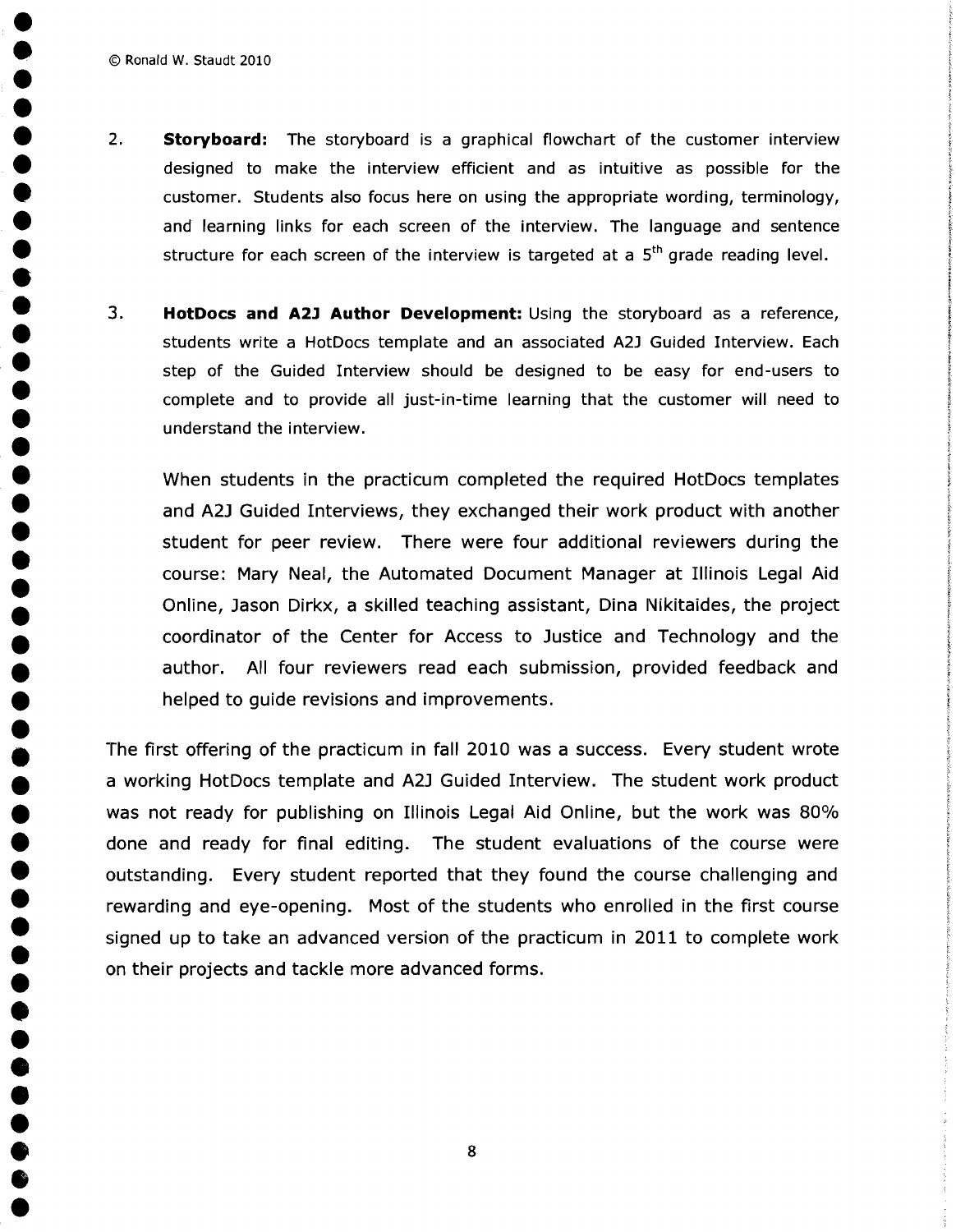2. **Storyboard:** The storyboard is a graphical flowchart of the customer interview designed to make the interview efficient and as intuitive as possible for the customer. Students also focus here on using the appropriate wording, terminology, and learning links for each screen of the interview. The language and sentence structure for each screen of the interview is targeted at a 5th grade reading level.

3. **HotDocs and A2J Author Development:** Using the storyboard as a reference, students write a HotDocs template and an associated A2J Guided Interview. Each step of the Guided Interview should be designed to be easy for end-users to complete and to provide all just-in-time learning that the customer will need to understand the interview.

   When students in the practicum completed the required HotDocs templates and A2J Guided Interviews, they exchanged their work product with another student for peer review. There were four additional reviewers during the course: Mary Neal, the Automated Document Manager at Illinois Legal Aid Online, Jason Dirkx, a skilled teaching assistant, Dina Nikitaides, the project coordinator of the Center for Access to Justice and Technology and the author. All four reviewers read each submission, provided feedback and helped to guide revisions and improvements.

The first offering of the practicum in fall 2010 was a success. Every student wrote a working HotDocs template and A2J Guided Interview. The student work product was not ready for publishing on Illinois Legal Aid Online, but the work was 80% done and ready for final editing. The student evaluations of the course were outstanding. Every student reported that they found the course challenging and rewarding and eye-opening. Most of the students who enrolled in the first course signed up to take an advanced version of the practicum in 2011 to complete work on their projects and tackle more advanced forms.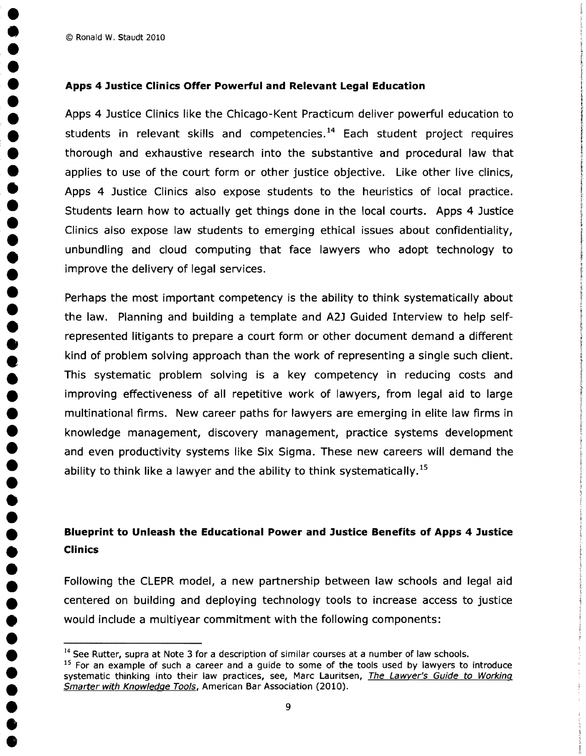## Apps 4 Justice Clinics Offer Powerful and Relevant Legal Education

Apps 4 Justice Clinics like the Chicago-Kent Practicum deliver powerful education to students in relevant skills and competencies.[14] Each student project requires thorough and exhaustive research into the substantive and procedural law that applies to use of the court form or other justice objective. Like other live clinics, Apps 4 Justice Clinics also expose students to the heuristics of local practice. Students learn how to actually get things done in the local courts. Apps 4 Justice Clinics also expose law students to emerging ethical issues about confidentiality, unbundling and cloud computing that face lawyers who adopt technology to improve the delivery of legal services.

Perhaps the most important competency is the ability to think systematically about the law. Planning and building a template and A2J Guided Interview to help self-represented litigants to prepare a court form or other document demand a different kind of problem solving approach than the work of representing a single such client. This systematic problem solving is a key competency in reducing costs and improving effectiveness of all repetitive work of lawyers, from legal aid to large multinational firms. New career paths for lawyers are emerging in elite law firms in knowledge management, discovery management, practice systems development and even productivity systems like Six Sigma. These new careers will demand the ability to think like a lawyer and the ability to think systematically.[15]

## Blueprint to Unleash the Educational Power and Justice Benefits of Apps 4 Justice Clinics

Following the CLEPR model, a new partnership between law schools and legal aid centered on building and deploying technology tools to increase access to justice would include a multiyear commitment with the following components:

---

[14] See Rutter, supra at Note 3 for a description of similar courses at a number of law schools.

[15] For an example of such a career and a guide to some of the tools used by lawyers to introduce systematic thinking into their law practices, see, Marc Lauritsen, *The Lawyer's Guide to Working Smarter with Knowledge Tools*, American Bar Association (2010).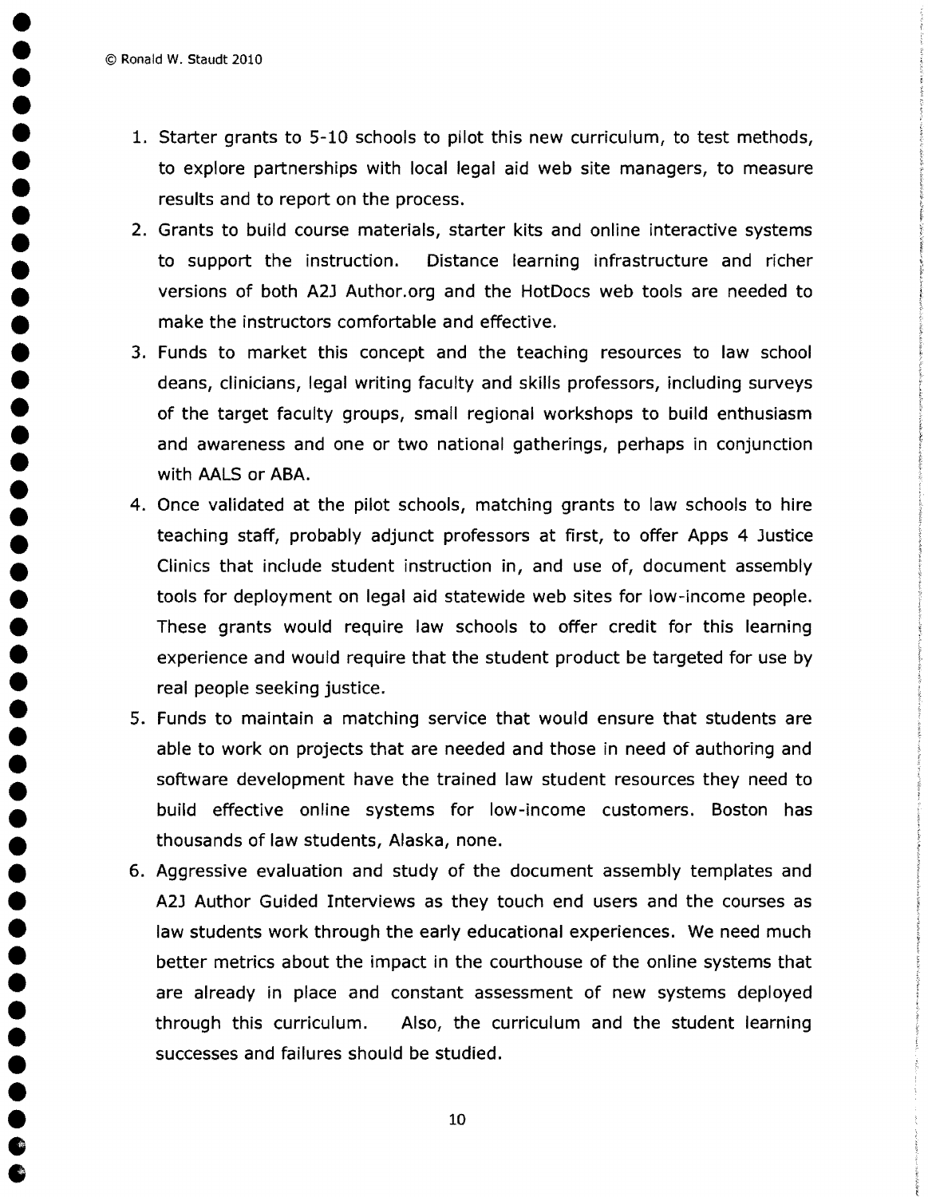1. Starter grants to 5-10 schools to pilot this new curriculum, to test methods, to explore partnerships with local legal aid web site managers, to measure results and to report on the process.
2. Grants to build course materials, starter kits and online interactive systems to support the instruction. Distance learning infrastructure and richer versions of both A2J Author.org and the HotDocs web tools are needed to make the instructors comfortable and effective.
3. Funds to market this concept and the teaching resources to law school deans, clinicians, legal writing faculty and skills professors, including surveys of the target faculty groups, small regional workshops to build enthusiasm and awareness and one or two national gatherings, perhaps in conjunction with AALS or ABA.
4. Once validated at the pilot schools, matching grants to law schools to hire teaching staff, probably adjunct professors at first, to offer Apps 4 Justice Clinics that include student instruction in, and use of, document assembly tools for deployment on legal aid statewide web sites for low-income people. These grants would require law schools to offer credit for this learning experience and would require that the student product be targeted for use by real people seeking justice.
5. Funds to maintain a matching service that would ensure that students are able to work on projects that are needed and those in need of authoring and software development have the trained law student resources they need to build effective online systems for low-income customers. Boston has thousands of law students, Alaska, none.
6. Aggressive evaluation and study of the document assembly templates and A2J Author Guided Interviews as they touch end users and the courses as law students work through the early educational experiences. We need much better metrics about the impact in the courthouse of the online systems that are already in place and constant assessment of new systems deployed through this curriculum. Also, the curriculum and the student learning successes and failures should be studied.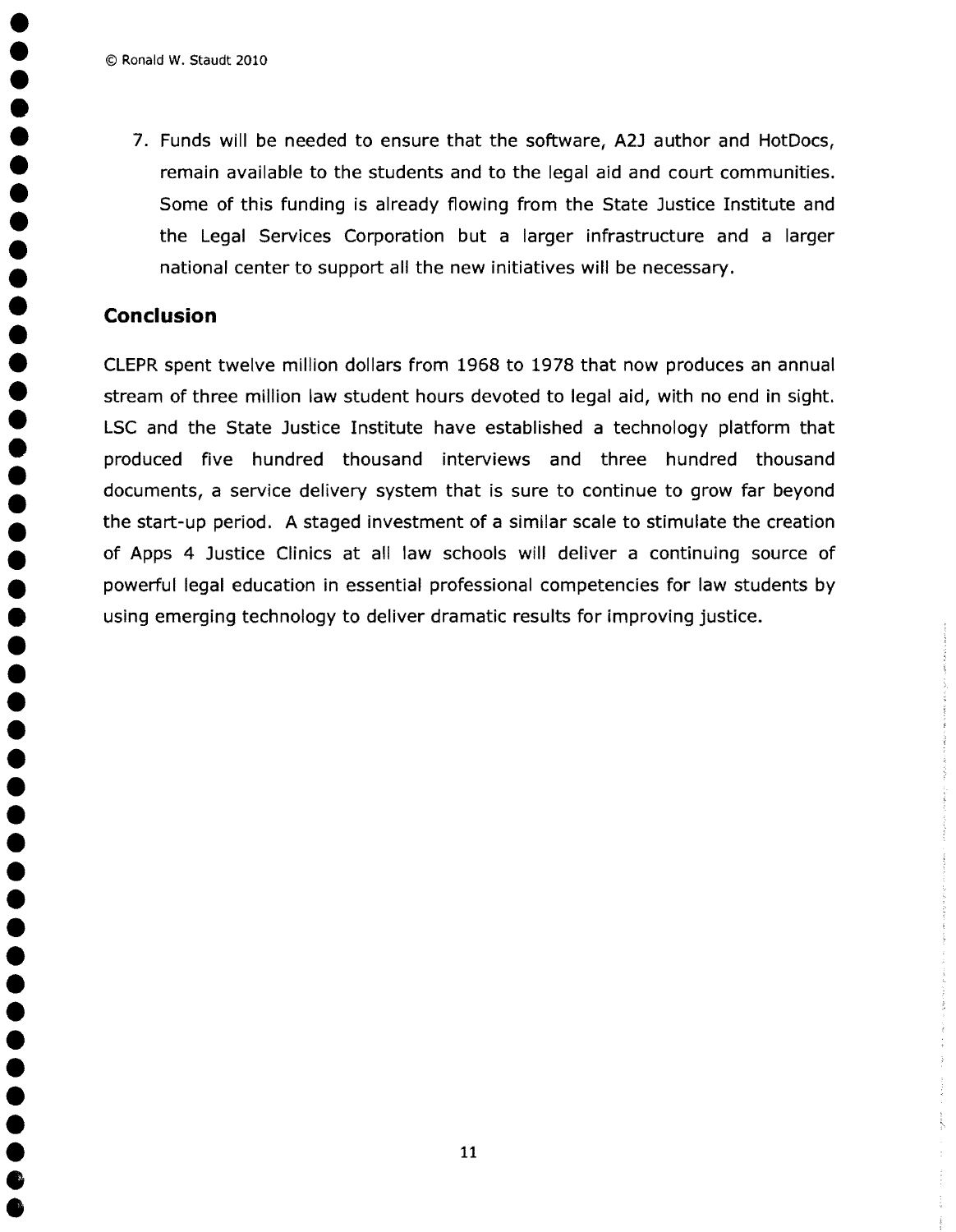7. Funds will be needed to ensure that the software, A2J author and HotDocs, remain available to the students and to the legal aid and court communities. Some of this funding is already flowing from the State Justice Institute and the Legal Services Corporation but a larger infrastructure and a larger national center to support all the new initiatives will be necessary.

## Conclusion

CLEPR spent twelve million dollars from 1968 to 1978 that now produces an annual stream of three million law student hours devoted to legal aid, with no end in sight. LSC and the State Justice Institute have established a technology platform that produced five hundred thousand interviews and three hundred thousand documents, a service delivery system that is sure to continue to grow far beyond the start-up period. A staged investment of a similar scale to stimulate the creation of Apps 4 Justice Clinics at all law schools will deliver a continuing source of powerful legal education in essential professional competencies for law students by using emerging technology to deliver dramatic results for improving justice.